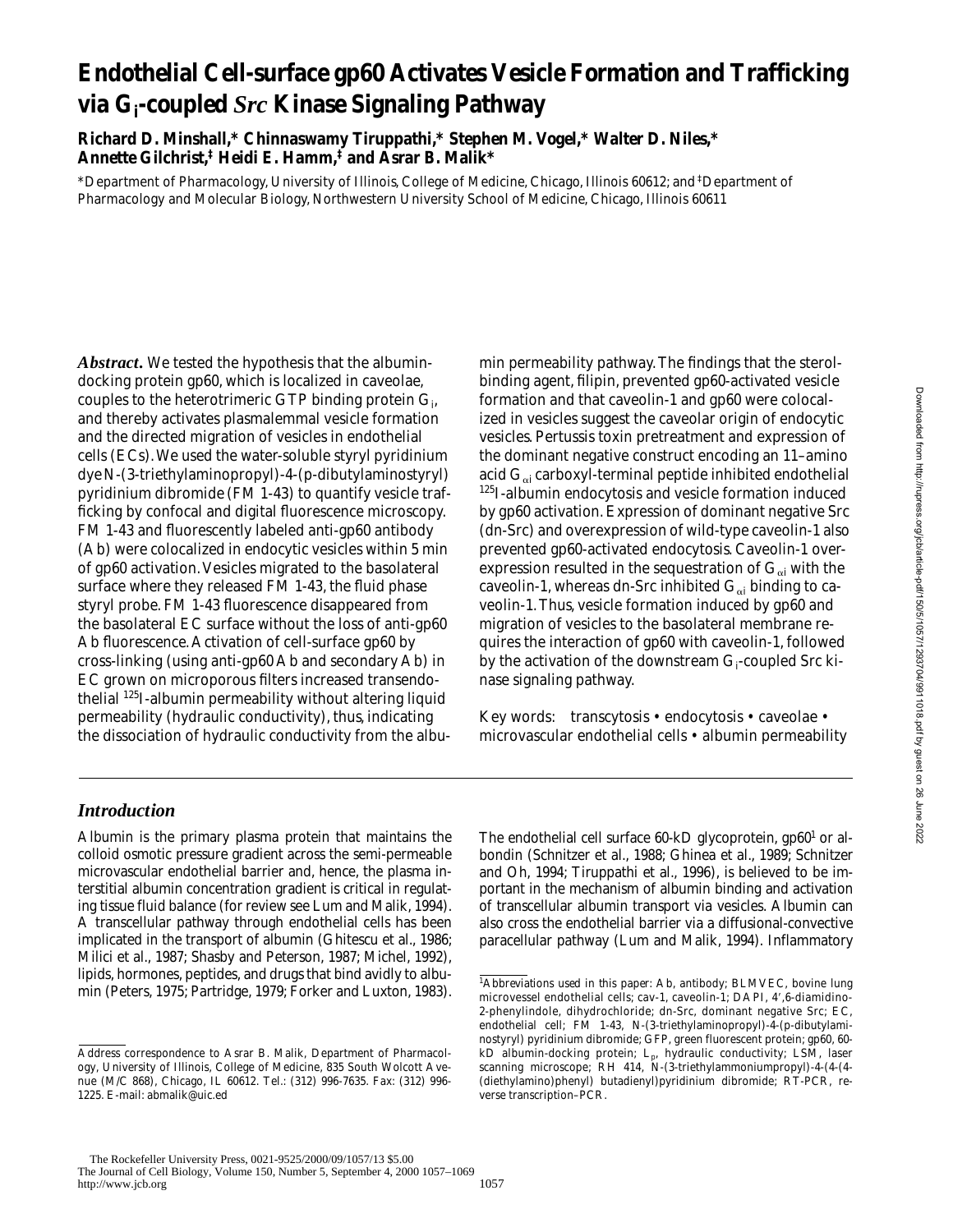# Endothelial Cell-surface gp60 Activates Vesicle Formation and Trafficking via $G_i$-coupled *Src* Kinase Signaling Pathway

**Richard D. Minshall,* Chinnaswamy Tiruppathi,* Stephen M. Vogel,* Walter D. Niles,* Annette Gilchrist,‡ Heidi E. Hamm,‡ and Asrar B. Malik***

*Department of Pharmacology, University of Illinois, College of Medicine, Chicago, Illinois 60612; and ‡Department of Pharmacology and Molecular Biology, Northwestern University School of Medicine, Chicago, Illinois 60611

***Abstract.*** We tested the hypothesis that the albumin-docking protein gp60, which is localized in caveolae, couples to the heterotrimeric GTP binding protein $G_i$, and thereby activates plasmalemmal vesicle formation and the directed migration of vesicles in endothelial cells (ECs). We used the water-soluble styryl pyridinium dye N-(3-triethylaminopropyl)-4-(p-dibutylaminostyryl) pyridinium dibromide (FM 1-43) to quantify vesicle trafficking by confocal and digital fluorescence microscopy. FM 1-43 and fluorescently labeled anti-gp60 antibody (Ab) were colocalized in endocytic vesicles within 5 min of gp60 activation. Vesicles migrated to the basolateral surface where they released FM 1-43, the fluid phase styryl probe. FM 1-43 fluorescence disappeared from the basolateral EC surface without the loss of anti-gp60 Ab fluorescence. Activation of cell-surface gp60 by cross-linking (using anti-gp60 Ab and secondary Ab) in EC grown on microporous filters increased transendothelial $^{125}$I-albumin permeability without altering liquid permeability (hydraulic conductivity), thus, indicating the dissociation of hydraulic conductivity from the albumin permeability pathway. The findings that the sterol-binding agent, filipin, prevented gp60-activated vesicle formation and that caveolin-1 and gp60 were colocalized in vesicles suggest the caveolar origin of endocytic vesicles. Pertussis toxin pretreatment and expression of the dominant negative construct encoding an 11–amino acid $G_{\alpha i}$ carboxyl-terminal peptide inhibited endothelial $^{125}$I-albumin endocytosis and vesicle formation induced by gp60 activation. Expression of dominant negative Src (dn-Src) and overexpression of wild-type caveolin-1 also prevented gp60-activated endocytosis. Caveolin-1 overexpression resulted in the sequestration of $G_{\alpha i}$ with the caveolin-1, whereas dn-Src inhibited $G_{\alpha i}$ binding to caveolin-1. Thus, vesicle formation induced by gp60 and migration of vesicles to the basolateral membrane requires the interaction of gp60 with caveolin-1, followed by the activation of the downstream $G_i$-coupled Src kinase signaling pathway.

Key words: transcytosis • endocytosis • caveolae • microvascular endothelial cells • albumin permeability

## *Introduction*

Albumin is the primary plasma protein that maintains the colloid osmotic pressure gradient across the semi-permeable microvascular endothelial barrier and, hence, the plasma interstitial albumin concentration gradient is critical in regulating tissue fluid balance (for review see Lum and Malik, 1994). A transcellular pathway through endothelial cells has been implicated in the transport of albumin (Ghitescu et al., 1986; Milici et al., 1987; Shasby and Peterson, 1987; Michel, 1992), lipids, hormones, peptides, and drugs that bind avidly to albumin (Peters, 1975; Partridge, 1979; Forker and Luxton, 1983). The endothelial cell surface 60-kD glycoprotein, gp60[1] or albondin (Schnitzer et al., 1988; Ghinea et al., 1989; Schnitzer and Oh, 1994; Tiruppathi et al., 1996), is believed to be important in the mechanism of albumin binding and activation of transcellular albumin transport via vesicles. Albumin can also cross the endothelial barrier via a diffusional-convective paracellular pathway (Lum and Malik, 1994). Inflammatory

---

Address correspondence to Asrar B. Malik, Department of Pharmacology, University of Illinois, College of Medicine, 835 South Wolcott Avenue (M/C 868), Chicago, IL 60612. Tel.: (312) 996-7635. Fax: (312) 996-1225. E-mail: abmalik@uic.ed

[1] Abbreviations used in this paper: Ab, antibody; BLMVEC, bovine lung microvessel endothelial cells; cav-1, caveolin-1; DAPI, 4′,6-diamidino-2-phenylindole, dihydrochloride; dn-Src, dominant negative Src; EC, endothelial cell; FM 1-43, N-(3-triethylaminopropyl)-4-(p-dibutylaminostyryl) pyridinium dibromide; GFP, green fluorescent protein; gp60, 60-kD albumin-docking protein; $L_p$, hydraulic conductivity; LSM, laser scanning microscope; RH 414, N-(3-triethylammoniumpropyl)-4-(4-(diethylamino)phenyl) butadienyl)pyridinium dibromide; RT-PCR, reverse transcription–PCR.

The Rockefeller University Press, 0021-9525/2000/09/1057/13 $5.00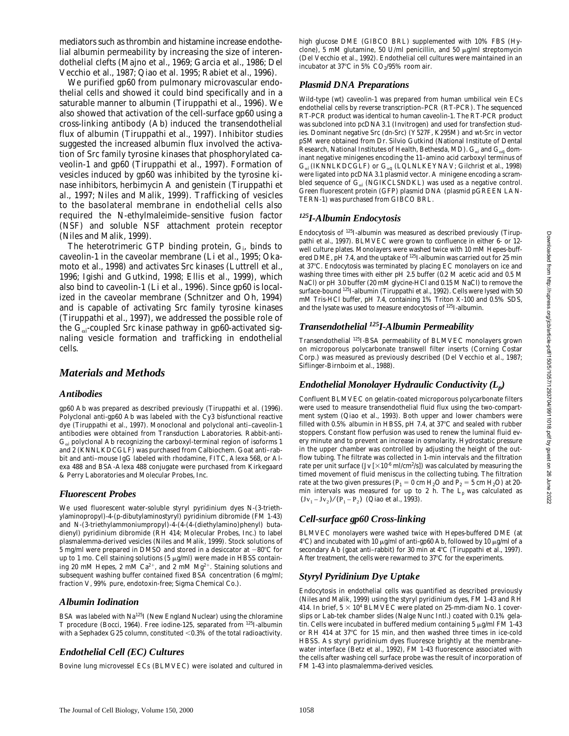mediators such as thrombin and histamine increase endothelial albumin permeability by increasing the size of interendothelial clefts (Majno et al., 1969; Garcia et al., 1986; Del Vecchio et al., 1987; Qiao et al. 1995; Rabiet et al., 1996).

We purified gp60 from pulmonary microvascular endothelial cells and showed it could bind specifically and in a saturable manner to albumin (Tiruppathi et al., 1996). We also showed that activation of the cell-surface gp60 using a cross-linking antibody (Ab) induced the transendothelial flux of albumin (Tiruppathi et al., 1997). Inhibitor studies suggested the increased albumin flux involved the activation of Src family tyrosine kinases that phosphorylated caveolin-1 and gp60 (Tiruppathi et al., 1997). Formation of vesicles induced by gp60 was inhibited by the tyrosine kinase inhibitors, herbimycin A and genistein (Tiruppathi et al., 1997; Niles and Malik, 1999). Trafficking of vesicles to the basolateral membrane in endothelial cells also required the N-ethylmaleimide–sensitive fusion factor (NSF) and soluble NSF attachment protein receptor (Niles and Malik, 1999).

The heterotrimeric GTP binding protein, $G_i$, binds to caveolin-1 in the caveolar membrane (Li et al., 1995; Okamoto et al., 1998) and activates Src kinases (Luttrell et al., 1996; Igishi and Gutkind, 1998; Ellis et al., 1999), which also bind to caveolin-1 (Li et al., 1996). Since gp60 is localized in the caveolar membrane (Schnitzer and Oh, 1994) and is capable of activating Src family tyrosine kinases (Tiruppathi et al., 1997), we addressed the possible role of the $G_{\alpha i}$-coupled Src kinase pathway in gp60-activated signaling vesicle formation and trafficking in endothelial cells.

## Materials and Methods

### Antibodies

gp60 Ab was prepared as described previously (Tiruppathi et al. (1996). Polyclonal anti-gp60 Ab was labeled with the Cy3 bifunctional reactive dye (Tiruppathi et al., 1997). Monoclonal and polyclonal anti–caveolin-1 antibodies were obtained from Transduction Laboratories. Rabbit-anti-$G_{\alpha i}$ polyclonal Ab recognizing the carboxyl-terminal region of isoforms 1 and 2 (KNNLKDCGLF) was purchased from Calbiochem. Goat anti–rabbit and anti–mouse IgG labeled with rhodamine, FITC, Alexa 568, or Alexa 488 and BSA-Alexa 488 conjugate were purchased from Kirkegaard & Perry Laboratories and Molecular Probes, Inc.

### Fluorescent Probes

We used fluorescent water-soluble styryl pyridinium dyes N-(3-triethylaminopropyl)-4-(p-dibutylaminostyryl) pyridinium dibromide (FM 1-43) and N-(3-triethylammoniumpropyl)-4-(4-(4-(diethylamino)phenyl) butadienyl) pyridinium dibromide (RH 414; Molecular Probes, Inc.) to label plasmalemma-derived vesicles (Niles and Malik, 1999). Stock solutions of 5 mg/ml were prepared in DMSO and stored in a desiccator at −80°C for up to 1 mo. Cell staining solutions (5 μg/ml) were made in HBSS containing 20 mM Hepes, 2 mM $Ca^{2+}$, and 2 mM $Mg^{2+}$. Staining solutions and subsequent washing buffer contained fixed BSA concentration (6 mg/ml; fraction V, 99% pure, endotoxin-free; Sigma Chemical Co.).

### Albumin Iodination

BSA was labeled with Na$^{125}$I (New England Nuclear) using the chloramine T procedure (Bocci, 1964). Free iodine-125, separated from $^{125}$I-albumin with a Sephadex G25 column, constituted <0.3% of the total radioactivity.

### Endothelial Cell (EC) Cultures

Bovine lung microvessel ECs (BLMVEC) were isolated and cultured in high glucose DME (GIBCO BRL) supplemented with 10% FBS (Hyclone), 5 mM glutamine, 50 U/ml penicillin, and 50 μg/ml streptomycin (Del Vecchio et al., 1992). Endothelial cell cultures were maintained in an incubator at 37°C in 5% $CO_2$/95% room air.

### Plasmid DNA Preparations

Wild-type (wt) caveolin-1 was prepared from human umbilical vein ECs endothelial cells by reverse transcription–PCR (RT-PCR). The sequenced RT-PCR product was identical to human caveolin-1. The RT-PCR product was subcloned into pcDNA3.1 (Invitrogen) and used for transfection studies. Dominant negative Src (dn-Src) (Y527F, K295M) and wt-Src in vector pSM were obtained from Dr. Silvio Gutkind (National Institute of Dental Research, National Institutes of Health, Bethesda, MD). $G_{\alpha i}$ and $G_{\alpha q}$ dominant negative minigenes encoding the 11–amino acid carboxyl terminus of $G_{\alpha i}$ (IKNNLKDCGLF) or $G_{\alpha q}$ (LQLNLKEYNAV; Gilchrist et al., 1998) were ligated into pcDNA3.1 plasmid vector. A minigene encoding a scrambled sequence of $G_{\alpha i}$ (NGIKCLSNDKL) was used as a negative control. Green fluorescent protein (GFP) plasmid DNA (plasmid pGREEN LANTERN-1) was purchased from GIBCO BRL.

### $^{125}$I-Albumin Endocytosis

Endocytosis of $^{125}$I-albumin was measured as described previously (Tiruppathi et al., 1997). BLMVEC were grown to confluence in either 6- or 12-well culture plates. Monolayers were washed twice with 10 mM Hepes-buffered DME, pH 7.4, and the uptake of $^{125}$I-albumin was carried out for 25 min at 37°C. Endocytosis was terminated by placing EC monolayers on ice and washing three times with either pH 2.5 buffer (0.2 M acetic acid and 0.5 M NaCl) or pH 3.0 buffer (20 mM glycine-HCl and 0.15 M NaCl) to remove the surface-bound $^{125}$I-albumin (Tiruppathi et al., 1992). Cells were lysed with 50 mM Tris-HCl buffer, pH 7.4, containing 1% Triton X-100 and 0.5% SDS, and the lysate was used to measure endocytosis of $^{125}$I-albumin.

### Transendothelial $^{125}$I-Albumin Permeability

Transendothelial $^{125}$I-BSA permeability of BLMVEC monolayers grown on microporous polycarbonate transwell filter inserts (Corning Costar Corp.) was measured as previously described (Del Vecchio et al., 1987; Siflinger-Birnboim et al., 1988).

### Endothelial Monolayer Hydraulic Conductivity ($L_p$)

Confluent BLMVEC on gelatin-coated microporous polycarbonate filters were used to measure transendothelial fluid flux using the two-compartment system (Qiao et al., 1993). Both upper and lower chambers were filled with 0.5% albumin in HBSS, pH 7.4, at 37°C and sealed with rubber stoppers. Constant flow perfusion was used to renew the luminal fluid every minute and to prevent an increase in osmolarity. Hydrostatic pressure in the upper chamber was controlled by adjusting the height of the outflow tubing. The filtrate was collected in 1-min intervals and the filtration rate per unit surface ($Jv\,[\times 10^{-6}\ \mathrm{ml/cm^2/s}]$) was calculated by measuring the timed movement of fluid meniscus in the collecting tubing. The filtration rate at the two given pressures ($P_1 = 0$ cm $H_2O$ and $P_2 = 5$ cm $H_2O$) at 20-min intervals was measured for up to 2 h. The $L_p$ was calculated as $(Jv_1 - Jv_2)/(P_1 - P_2)$ (Qiao et al., 1993).

### Cell-surface gp60 Cross-linking

BLMVEC monolayers were washed twice with Hepes-buffered DME (at 4°C) and incubated with 10 μg/ml of anti-gp60 Ab, followed by 10 μg/ml of a secondary Ab (goat anti–rabbit) for 30 min at 4°C (Tiruppathi et al., 1997). After treatment, the cells were rewarmed to 37°C for the experiments.

### Styryl Pyridinium Dye Uptake

Endocytosis in endothelial cells was quantified as described previously (Niles and Malik, 1999) using the styryl pyridinium dyes, FM 1-43 and RH 414. In brief, $5 \times 10^4$ BLMVEC were plated on 25-mm-diam No. 1 coverslips or Lab-tek chamber slides (Nalge Nunc Intl.) coated with 0.1% gelatin. Cells were incubated in buffered medium containing 5 μg/ml FM 1-43 or RH 414 at 37°C for 15 min, and then washed three times in ice-cold HBSS. As styryl pyridinium dyes fluoresce brightly at the membrane–water interface (Betz et al., 1992), FM 1-43 fluorescence associated with the cells after washing cell surface probe was the result of incorporation of FM 1-43 into plasmalemma-derived vesicles.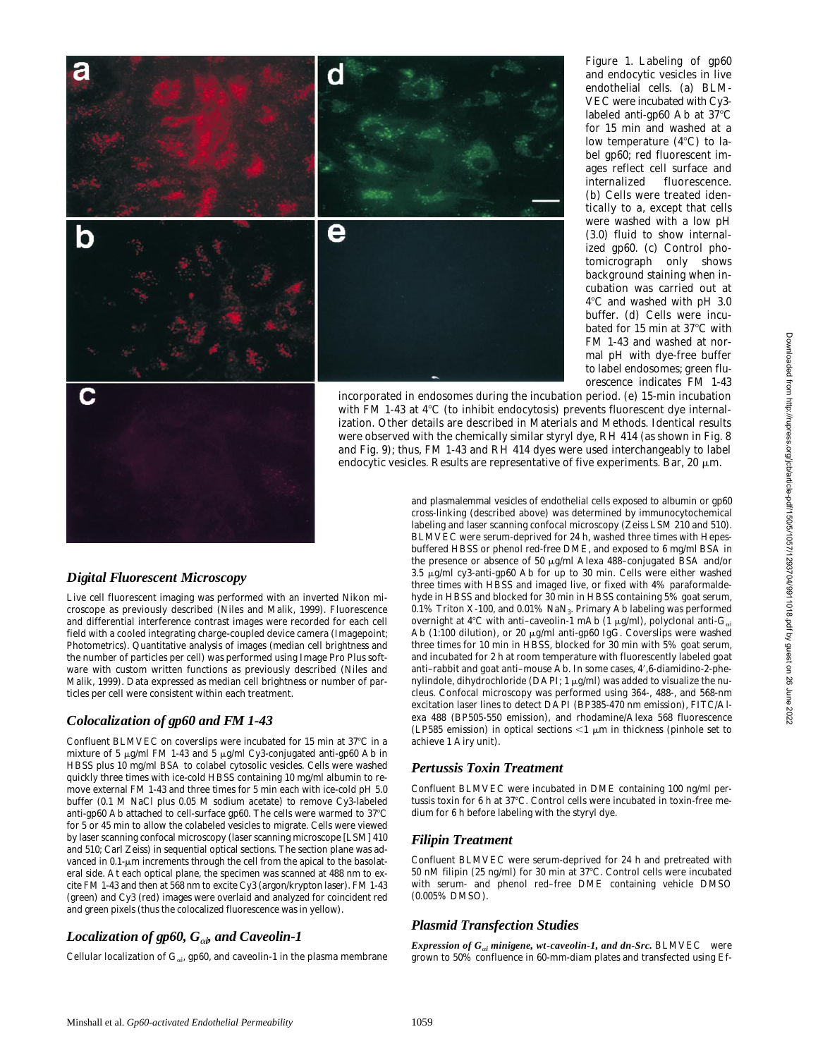Figure 1. Labeling of gp60 and endocytic vesicles in live endothelial cells. (a) BLM-VEC were incubated with Cy3-labeled anti-gp60 Ab at 37°C for 15 min and washed at a low temperature (4°C) to label gp60; red fluorescent images reflect cell surface and internalized fluorescence. (b) Cells were treated identically to a, except that cells were washed with a low pH (3.0) fluid to show internalized gp60. (c) Control photomicrograph only shows background staining when incubation was carried out at 4°C and washed with pH 3.0 buffer. (d) Cells were incubated for 15 min at 37°C with FM 1-43 and washed at normal pH with dye-free buffer to label endosomes; green fluorescence indicates FM 1-43 incorporated in endosomes during the incubation period. (e) 15-min incubation with FM 1-43 at 4°C (to inhibit endocytosis) prevents fluorescent dye internalization. Other details are described in Materials and Methods. Identical results were observed with the chemically similar styryl dye, RH 414 (as shown in Fig. 8 and Fig. 9); thus, FM 1-43 and RH 414 dyes were used interchangeably to label endocytic vesicles. Results are representative of five experiments. Bar, 20 μm.

### *Digital Fluorescent Microscopy*

Live cell fluorescent imaging was performed with an inverted Nikon microscope as previously described (Niles and Malik, 1999). Fluorescence and differential interference contrast images were recorded for each cell field with a cooled integrating charge-coupled device camera (Imagepoint; Photometrics). Quantitative analysis of images (median cell brightness and the number of particles per cell) was performed using Image Pro Plus software with custom written functions as previously described (Niles and Malik, 1999). Data expressed as median cell brightness or number of particles per cell were consistent within each treatment.

### *Colocalization of gp60 and FM 1-43*

Confluent BLMVEC on coverslips were incubated for 15 min at 37°C in a mixture of 5 μg/ml FM 1-43 and 5 μg/ml Cy3-conjugated anti-gp60 Ab in HBSS plus 10 mg/ml BSA to colabel cytosolic vesicles. Cells were washed quickly three times with ice-cold HBSS containing 10 mg/ml albumin to remove external FM 1-43 and three times for 5 min each with ice-cold pH 5.0 buffer (0.1 M NaCl plus 0.05 M sodium acetate) to remove Cy3-labeled anti-gp60 Ab attached to cell-surface gp60. The cells were warmed to 37°C for 5 or 45 min to allow the colabeled vesicles to migrate. Cells were viewed by laser scanning confocal microscopy (laser scanning microscope [LSM] 410 and 510; Carl Zeiss) in sequential optical sections. The section plane was advanced in 0.1-μm increments through the cell from the apical to the basolateral side. At each optical plane, the specimen was scanned at 488 nm to excite FM 1-43 and then at 568 nm to excite Cy3 (argon/krypton laser). FM 1-43 (green) and Cy3 (red) images were overlaid and analyzed for coincident red and green pixels (thus the colocalized fluorescence was in yellow).

### *Localization of gp60, $G_{\alpha i}$, and Caveolin-1*

Cellular localization of $G_{\alpha i}$, gp60, and caveolin-1 in the plasma membrane and plasmalemmal vesicles of endothelial cells exposed to albumin or gp60 cross-linking (described above) was determined by immunocytochemical labeling and laser scanning confocal microscopy (Zeiss LSM 210 and 510). BLMVEC were serum-deprived for 24 h, washed three times with Hepes-buffered HBSS or phenol red-free DME, and exposed to 6 mg/ml BSA in the presence or absence of 50 μg/ml Alexa 488–conjugated BSA and/or 3.5 μg/ml cy3-anti-gp60 Ab for up to 30 min. Cells were either washed three times with HBSS and imaged live, or fixed with 4% paraformaldehyde in HBSS and blocked for 30 min in HBSS containing 5% goat serum, 0.1% Triton X-100, and 0.01% $NaN_3$. Primary Ab labeling was performed overnight at 4°C with anti–caveolin-1 mAb (1 μg/ml), polyclonal anti-$G_{\alpha i}$ Ab (1:100 dilution), or 20 μg/ml anti-gp60 IgG. Coverslips were washed three times for 10 min in HBSS, blocked for 30 min with 5% goat serum, and incubated for 2 h at room temperature with fluorescently labeled goat anti–rabbit and goat anti–mouse Ab. In some cases, 4′,6-diamidino-2-phenylindole, dihydrochloride (DAPI; 1 μg/ml) was added to visualize the nucleus. Confocal microscopy was performed using 364-, 488-, and 568-nm excitation laser lines to detect DAPI (BP385-470 nm emission), FITC/Alexa 488 (BP505-550 emission), and rhodamine/Alexa 568 fluorescence (LP585 emission) in optical sections <1 μm in thickness (pinhole set to achieve 1 Airy unit).

### *Pertussis Toxin Treatment*

Confluent BLMVEC were incubated in DME containing 100 ng/ml pertussis toxin for 6 h at 37°C. Control cells were incubated in toxin-free medium for 6 h before labeling with the styryl dye.

### *Filipin Treatment*

Confluent BLMVEC were serum-deprived for 24 h and pretreated with 50 nM filipin (25 ng/ml) for 30 min at 37°C. Control cells were incubated with serum- and phenol red–free DME containing vehicle DMSO (0.005% DMSO).

### *Plasmid Transfection Studies*

***Expression of $G_{\alpha i}$ minigene, wt-caveolin-1, and dn-Src.*** BLMVEC were grown to 50% confluence in 60-mm-diam plates and transfected using Ef-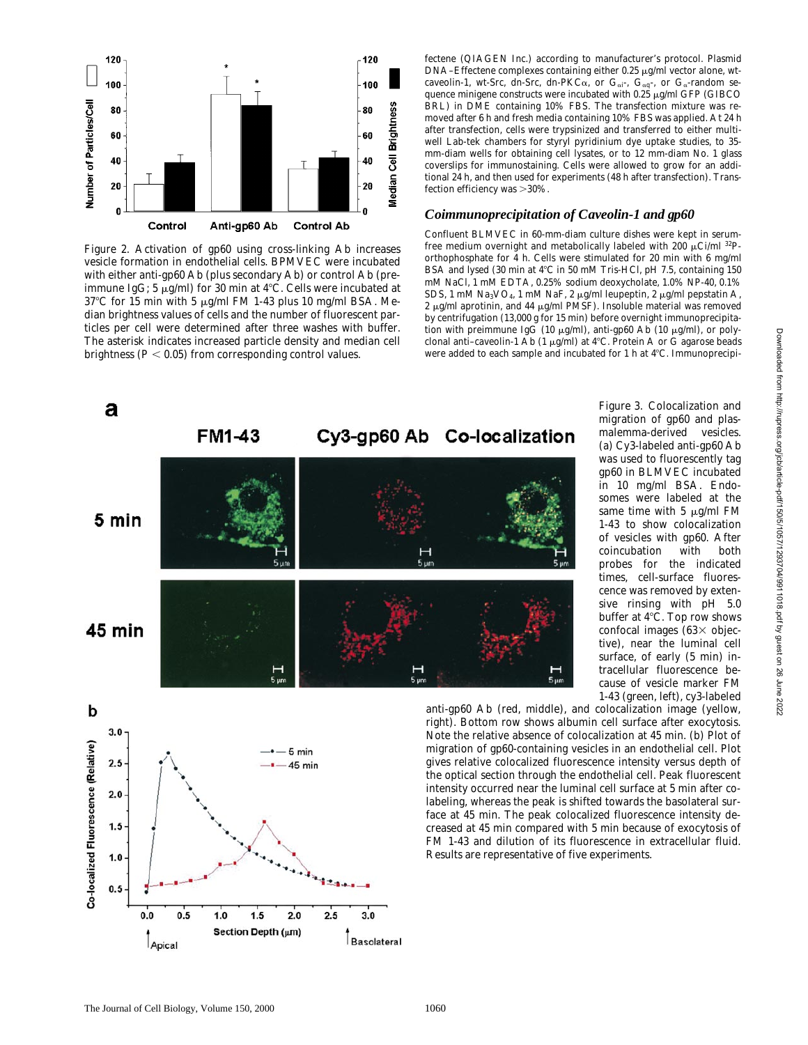Figure 2. Activation of gp60 using cross-linking Ab increases vesicle formation in endothelial cells. BPMVEC were incubated with either anti-gp60 Ab (plus secondary Ab) or control Ab (preimmune IgG; 5 μg/ml) for 30 min at 4°C. Cells were incubated at 37°C for 15 min with 5 μg/ml FM 1-43 plus 10 mg/ml BSA. Median brightness values of cells and the number of fluorescent particles per cell were determined after three washes with buffer. The asterisk indicates increased particle density and median cell brightness ($P < 0.05$) from corresponding control values.

fectene (QIAGEN Inc.) according to manufacturer's protocol. Plasmid DNA–Effectene complexes containing either 0.25 μg/ml vector alone, wt-caveolin-1, wt-Src, dn-Src, dn-PKCα, or $G_{\alpha i}$-, $G_{\alpha q}$-, or $G_{\alpha}$-random sequence minigene constructs were incubated with 0.25 μg/ml GFP (GIBCO BRL) in DME containing 10% FBS. The transfection mixture was removed after 6 h and fresh media containing 10% FBS was applied. At 24 h after transfection, cells were trypsinized and transferred to either multiwell Lab-tek chambers for styryl pyridinium dye uptake studies, to 35-mm-diam wells for obtaining cell lysates, or to 12 mm-diam No. 1 glass coverslips for immunostaining. Cells were allowed to grow for an additional 24 h, and then used for experiments (48 h after transfection). Transfection efficiency was >30%.

### *Coimmunoprecipitation of Caveolin-1 and gp60*

Confluent BLMVEC in 60-mm-diam culture dishes were kept in serum-free medium overnight and metabolically labeled with 200 μCi/ml $^{32}$P-orthophosphate for 4 h. Cells were stimulated for 20 min with 6 mg/ml BSA and lysed (30 min at 4°C in 50 mM Tris-HCl, pH 7.5, containing 150 mM NaCl, 1 mM EDTA, 0.25% sodium deoxycholate, 1.0% NP-40, 0.1% SDS, 1 mM $Na_3VO_4$, 1 mM NaF, 2 μg/ml leupeptin, 2 μg/ml pepstatin A, 2 μg/ml aprotinin, and 44 μg/ml PMSF). Insoluble material was removed by centrifugation (13,000 g for 15 min) before overnight immunoprecipitation with preimmune IgG (10 μg/ml), anti-gp60 Ab (10 μg/ml), or polyclonal anti–caveolin-1 Ab (1 μg/ml) at 4°C. Protein A or G agarose beads were added to each sample and incubated for 1 h at 4°C. Immunoprecipi-

Figure 3. Colocalization and migration of gp60 and plasmalemma-derived vesicles. (a) Cy3-labeled anti-gp60 Ab was used to fluorescently tag gp60 in BLMVEC incubated in 10 mg/ml BSA. Endosomes were labeled at the same time with 5 μg/ml FM 1-43 to show colocalization of vesicles with gp60. After coincubation with both probes for the indicated times, cell-surface fluorescence was removed by extensive rinsing with pH 5.0 buffer at 4°C. Top row shows confocal images (63× objective), near the luminal cell surface, of early (5 min) intracellular fluorescence because of vesicle marker FM 1-43 (green, left), cy3-labeled anti-gp60 Ab (red, middle), and colocalization image (yellow, right). Bottom row shows albumin cell surface after exocytosis. Note the relative absence of colocalization at 45 min. (b) Plot of migration of gp60-containing vesicles in an endothelial cell. Plot gives relative colocalized fluorescence intensity versus depth of the optical section through the endothelial cell. Peak fluorescent intensity occurred near the luminal cell surface at 5 min after colabeling, whereas the peak is shifted towards the basolateral surface at 45 min. The peak colocalized fluorescence intensity decreased at 45 min compared with 5 min because of exocytosis of FM 1-43 and dilution of its fluorescence in extracellular fluid. Results are representative of five experiments.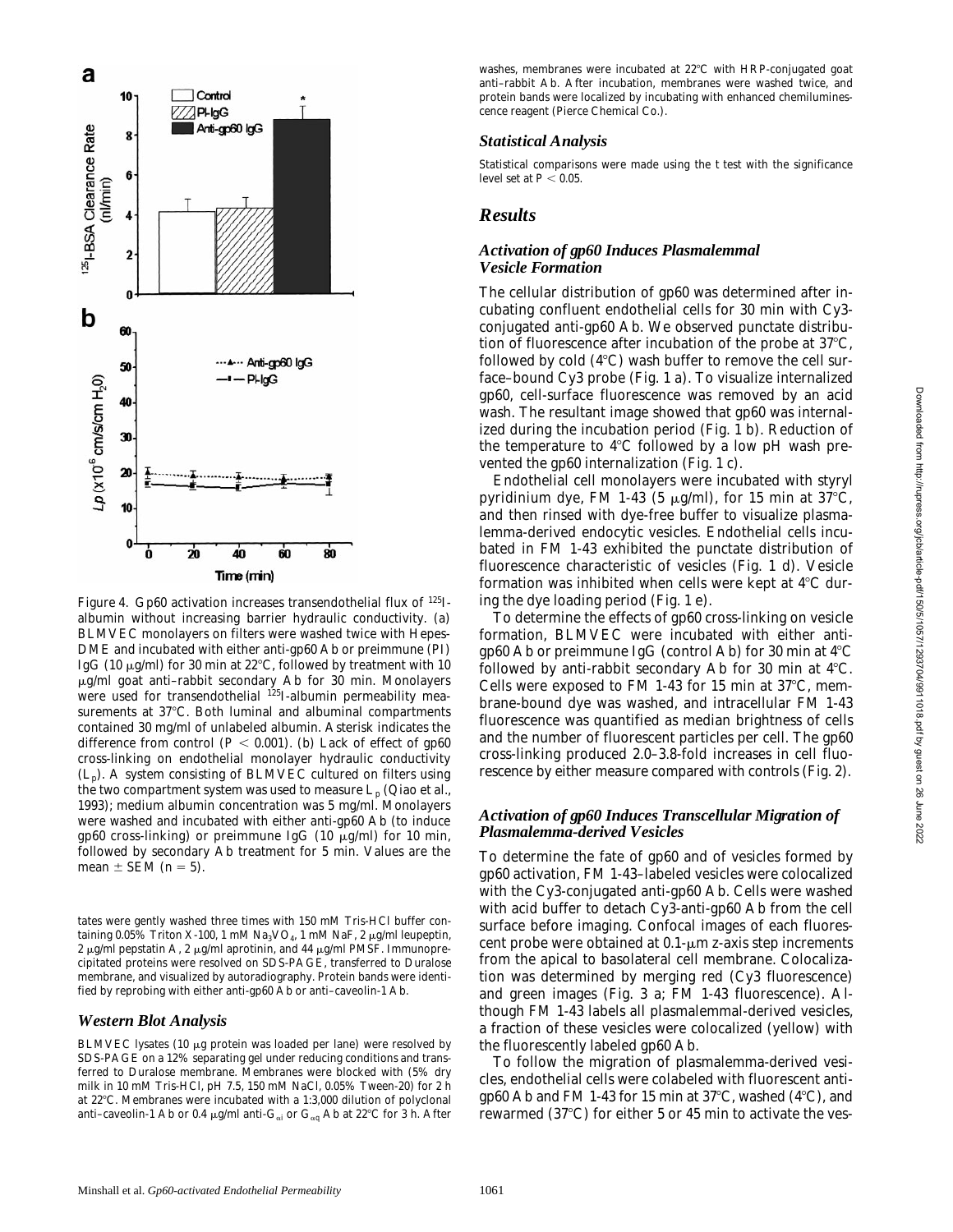Figure 4. Gp60 activation increases transendothelial flux of $^{125}$I-albumin without increasing barrier hydraulic conductivity. (a) BLMVEC monolayers on filters were washed twice with Hepes-DME and incubated with either anti-gp60 Ab or preimmune (PI) IgG (10 μg/ml) for 30 min at 22°C, followed by treatment with 10 μg/ml goat anti–rabbit secondary Ab for 30 min. Monolayers were used for transendothelial $^{125}$I-albumin permeability measurements at 37°C. Both luminal and abluminal compartments contained 30 mg/ml of unlabeled albumin. Asterisk indicates the difference from control ($P < 0.001$). (b) Lack of effect of gp60 cross-linking on endothelial monolayer hydraulic conductivity ($L_p$). A system consisting of BLMVEC cultured on filters using the two compartment system was used to measure $L_p$ (Qiao et al., 1993); medium albumin concentration was 5 mg/ml. Monolayers were washed and incubated with either anti-gp60 Ab (to induce gp60 cross-linking) or preimmune IgG (10 μg/ml) for 10 min, followed by secondary Ab treatment for 5 min. Values are the mean ± SEM ($n = 5$).

tates were gently washed three times with 150 mM Tris-HCl buffer containing 0.05% Triton X-100, 1 mM $Na_3VO_4$, 1 mM NaF, 2 μg/ml leupeptin, 2 μg/ml pepstatin A, 2 μg/ml aprotinin, and 44 μg/ml PMSF. Immunoprecipitated proteins were resolved on SDS-PAGE, transferred to Duralose membrane, and visualized by autoradiography. Protein bands were identified by reprobing with either anti-gp60 Ab or anti–caveolin-1 Ab.

### *Western Blot Analysis*

BLMVEC lysates (10 μg protein was loaded per lane) were resolved by SDS-PAGE on a 12% separating gel under reducing conditions and transferred to Duralose membrane. Membranes were blocked with (5% dry milk in 10 mM Tris-HCl, pH 7.5, 150 mM NaCl, 0.05% Tween-20) for 2 h at 22°C. Membranes were incubated with a 1:3,000 dilution of polyclonal anti–caveolin-1 Ab or 0.4 μg/ml anti-$G_{\alpha i}$ or $G_{\alpha q}$ Ab at 22°C for 3 h. After washes, membranes were incubated at 22°C with HRP-conjugated goat anti–rabbit Ab. After incubation, membranes were washed twice, and protein bands were localized by incubating with enhanced chemiluminescence reagent (Pierce Chemical Co.).

### *Statistical Analysis*

Statistical comparisons were made using the *t* test with the significance level set at $P < 0.05$.

## *Results*

### *Activation of gp60 Induces Plasmalemmal Vesicle Formation*

The cellular distribution of gp60 was determined after incubating confluent endothelial cells for 30 min with Cy3-conjugated anti-gp60 Ab. We observed punctate distribution of fluorescence after incubation of the probe at 37°C, followed by cold (4°C) wash buffer to remove the cell surface–bound Cy3 probe (Fig. 1 a). To visualize internalized gp60, cell-surface fluorescence was removed by an acid wash. The resultant image showed that gp60 was internalized during the incubation period (Fig. 1 b). Reduction of the temperature to 4°C followed by a low pH wash prevented the gp60 internalization (Fig. 1 c).

Endothelial cell monolayers were incubated with styryl pyridinium dye, FM 1-43 (5 μg/ml), for 15 min at 37°C, and then rinsed with dye-free buffer to visualize plasmalemma-derived endocytic vesicles. Endothelial cells incubated in FM 1-43 exhibited the punctate distribution of fluorescence characteristic of vesicles (Fig. 1 d). Vesicle formation was inhibited when cells were kept at 4°C during the dye loading period (Fig. 1 e).

To determine the effects of gp60 cross-linking on vesicle formation, BLMVEC were incubated with either anti-gp60 Ab or preimmune IgG (control Ab) for 30 min at 4°C followed by anti-rabbit secondary Ab for 30 min at 4°C. Cells were exposed to FM 1-43 for 15 min at 37°C, membrane-bound dye was washed, and intracellular FM 1-43 fluorescence was quantified as median brightness of cells and the number of fluorescent particles per cell. The gp60 cross-linking produced 2.0–3.8-fold increases in cell fluorescence by either measure compared with controls (Fig. 2).

### *Activation of gp60 Induces Transcellular Migration of Plasmalemma-derived Vesicles*

To determine the fate of gp60 and of vesicles formed by gp60 activation, FM 1-43–labeled vesicles were colocalized with the Cy3-conjugated anti-gp60 Ab. Cells were washed with acid buffer to detach Cy3-anti-gp60 Ab from the cell surface before imaging. Confocal images of each fluorescent probe were obtained at 0.1-μm z-axis step increments from the apical to basolateral cell membrane. Colocalization was determined by merging red (Cy3 fluorescence) and green images (Fig. 3 a; FM 1-43 fluorescence). Although FM 1-43 labels all plasmalemmal-derived vesicles, a fraction of these vesicles were colocalized (yellow) with the fluorescently labeled gp60 Ab.

To follow the migration of plasmalemma-derived vesicles, endothelial cells were colabeled with fluorescent anti-gp60 Ab and FM 1-43 for 15 min at 37°C, washed (4°C), and rewarmed (37°C) for either 5 or 45 min to activate the ves-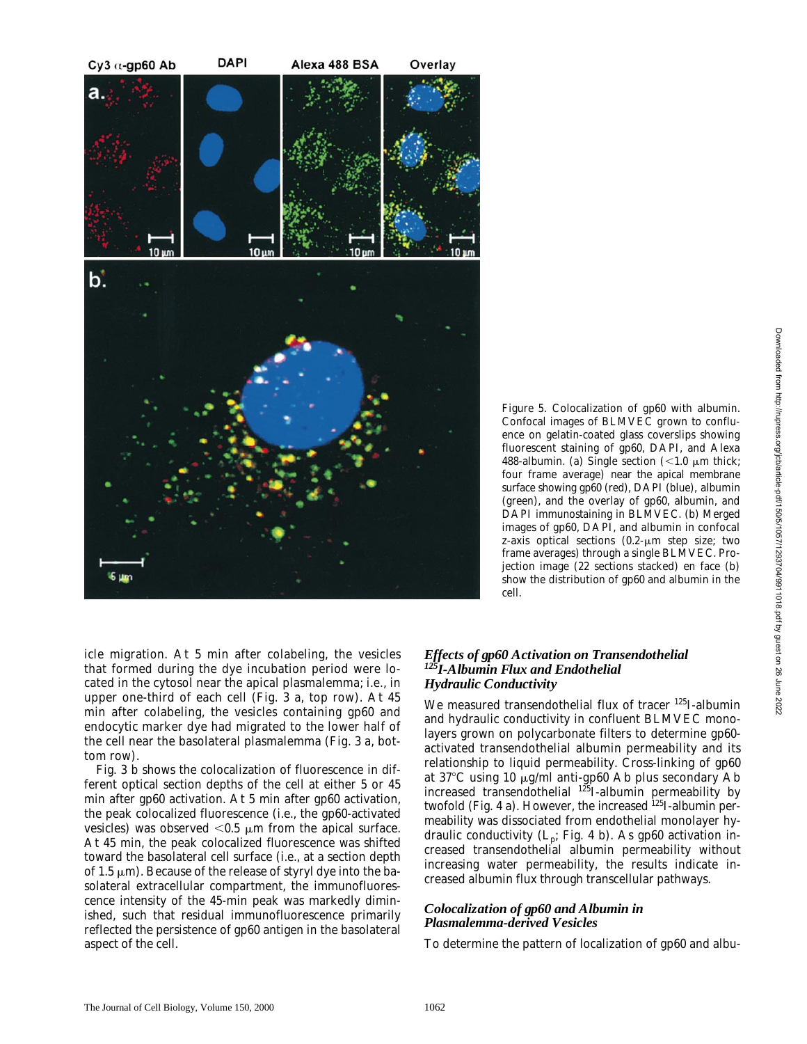Figure 5. Colocalization of gp60 with albumin. Confocal images of BLMVEC grown to confluence on gelatin-coated glass coverslips showing fluorescent staining of gp60, DAPI, and Alexa 488-albumin. (a) Single section (<1.0 μm thick; four frame average) near the apical membrane surface showing gp60 (red), DAPI (blue), albumin (green), and the overlay of gp60, albumin, and DAPI immunostaining in BLMVEC. (b) Merged images of gp60, DAPI, and albumin in confocal z-axis optical sections (0.2-μm step size; two frame averages) through a single BLMVEC. Projection image (22 sections stacked) en face (b) show the distribution of gp60 and albumin in the cell.

icle migration. At 5 min after colabeling, the vesicles that formed during the dye incubation period were located in the cytosol near the apical plasmalemma; i.e., in upper one-third of each cell (Fig. 3 a, top row). At 45 min after colabeling, the vesicles containing gp60 and endocytic marker dye had migrated to the lower half of the cell near the basolateral plasmalemma (Fig. 3 a, bottom row).

Fig. 3 b shows the colocalization of fluorescence in different optical section depths of the cell at either 5 or 45 min after gp60 activation. At 5 min after gp60 activation, the peak colocalized fluorescence (i.e., the gp60-activated vesicles) was observed <0.5 μm from the apical surface. At 45 min, the peak colocalized fluorescence was shifted toward the basolateral cell surface (i.e., at a section depth of 1.5 μm). Because of the release of styryl dye into the basolateral extracellular compartment, the immunofluorescence intensity of the 45-min peak was markedly diminished, such that residual immunofluorescence primarily reflected the persistence of gp60 antigen in the basolateral aspect of the cell.

### *Effects of gp60 Activation on Transendothelial $^{125}$I-Albumin Flux and Endothelial Hydraulic Conductivity*

We measured transendothelial flux of tracer $^{125}$I-albumin and hydraulic conductivity in confluent BLMVEC monolayers grown on polycarbonate filters to determine gp60-activated transendothelial albumin permeability and its relationship to liquid permeability. Cross-linking of gp60 at 37°C using 10 μg/ml anti-gp60 Ab plus secondary Ab increased transendothelial $^{125}$I-albumin permeability by twofold (Fig. 4 a). However, the increased $^{125}$I-albumin permeability was dissociated from endothelial monolayer hydraulic conductivity ($L_p$; Fig. 4 b). As gp60 activation increased transendothelial albumin permeability without increasing water permeability, the results indicate increased albumin flux through transcellular pathways.

### *Colocalization of gp60 and Albumin in Plasmalemma-derived Vesicles*

To determine the pattern of localization of gp60 and albu-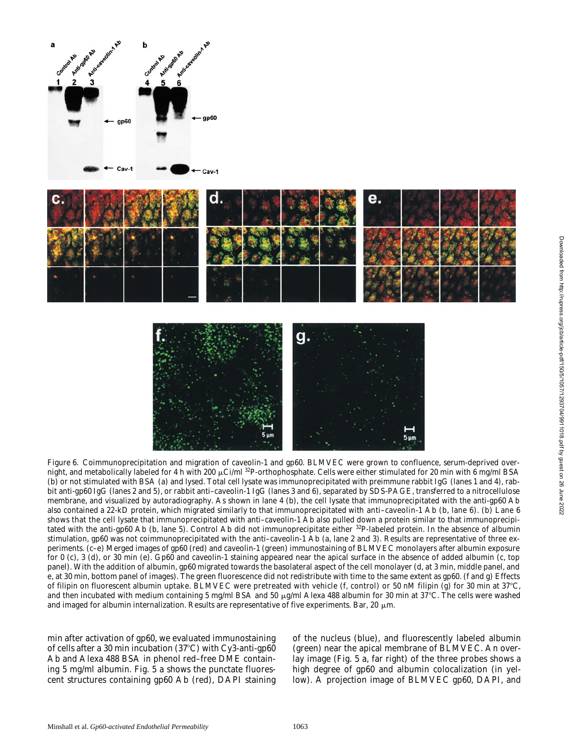Figure 6. Coimmunoprecipitation and migration of caveolin-1 and gp60. BLMVEC were grown to confluence, serum-deprived overnight, and metabolically labeled for 4 h with 200 μCi/ml $^{32}$P-orthophosphate. Cells were either stimulated for 20 min with 6 mg/ml BSA (b) or not stimulated with BSA (a) and lysed. Total cell lysate was immunoprecipitated with preimmune rabbit IgG (lanes 1 and 4), rabbit anti-gp60 IgG (lanes 2 and 5), or rabbit anti–caveolin-1 IgG (lanes 3 and 6), separated by SDS-PAGE, transferred to a nitrocellulose membrane, and visualized by autoradiography. As shown in lane 4 (b), the cell lysate that immunoprecipitated with the anti-gp60 Ab also contained a 22-kD protein, which migrated similarly to that immunoprecipitated with anti–caveolin-1 Ab (b, lane 6). (b) Lane 6 shows that the cell lysate that immunoprecipitated with anti–caveolin-1 Ab also pulled down a protein similar to that immunoprecipitated with the anti-gp60 Ab (b, lane 5). Control Ab did not immunoprecipitate either $^{32}$P-labeled protein. In the absence of albumin stimulation, gp60 was not coimmunoprecipitated with the anti–caveolin-1 Ab (a, lane 2 and 3). Results are representative of three experiments. (c–e) Merged images of gp60 (red) and caveolin-1 (green) immunostaining of BLMVEC monolayers after albumin exposure for 0 (c), 3 (d), or 30 min (e). Gp60 and caveolin-1 staining appeared near the apical surface in the absence of added albumin (c, top panel). With the addition of albumin, gp60 migrated towards the basolateral aspect of the cell monolayer (d, at 3 min, middle panel, and e, at 30 min, bottom panel of images). The green fluorescence did not redistribute with time to the same extent as gp60. (f and g) Effects of filipin on fluorescent albumin uptake. BLMVEC were pretreated with vehicle (f, control) or 50 nM filipin (g) for 30 min at 37°C, and then incubated with medium containing 5 mg/ml BSA and 50 μg/ml Alexa 488 albumin for 30 min at 37°C. The cells were washed and imaged for albumin internalization. Results are representative of five experiments. Bar, 20 μm.

min after activation of gp60, we evaluated immunostaining of cells after a 30 min incubation (37°C) with Cy3-anti-gp60 Ab and Alexa 488 BSA in phenol red–free DME containing 5 mg/ml albumin. Fig. 5 a shows the punctate fluorescent structures containing gp60 Ab (red), DAPI staining of the nucleus (blue), and fluorescently labeled albumin (green) near the apical membrane of BLMVEC. An overlay image (Fig. 5 a, far right) of the three probes shows a high degree of gp60 and albumin colocalization (in yellow). A projection image of BLMVEC gp60, DAPI, and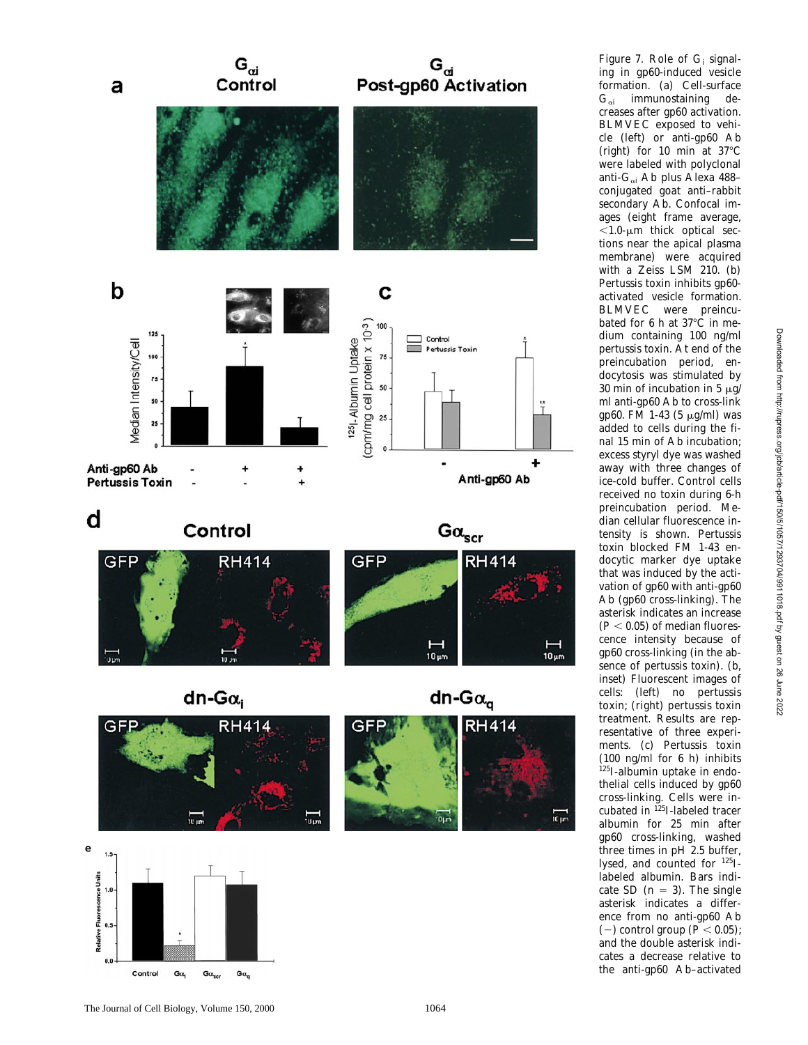Figure 7. Role of $G_i$ signaling in gp60-induced vesicle formation. (a) Cell-surface $G_{\alpha i}$ immunostaining decreases after gp60 activation. BLMVEC exposed to vehicle (left) or anti-gp60 Ab (right) for 10 min at 37°C were labeled with polyclonal anti-$G_{\alpha i}$ Ab plus Alexa 488–conjugated goat anti–rabbit secondary Ab. Confocal images (eight frame average, <1.0-μm thick optical sections near the apical plasma membrane) were acquired with a Zeiss LSM 210. (b) Pertussis toxin inhibits gp60-activated vesicle formation. BLMVEC were preincubated for 6 h at 37°C in medium containing 100 ng/ml pertussis toxin. At end of the preincubation period, endocytosis was stimulated by 30 min of incubation in 5 μg/ml anti-gp60 Ab to cross-link gp60. FM 1-43 (5 μg/ml) was added to cells during the final 15 min of Ab incubation; excess styryl dye was washed away with three changes of ice-cold buffer. Control cells received no toxin during 6-h preincubation period. Median cellular fluorescence intensity is shown. Pertussis toxin blocked FM 1-43 endocytic marker dye uptake that was induced by the activation of gp60 with anti-gp60 Ab (gp60 cross-linking). The asterisk indicates an increase ($P < 0.05$) of median fluorescence intensity because of gp60 cross-linking (in the absence of pertussis toxin). (b, inset) Fluorescent images of cells: (left) no pertussis toxin; (right) pertussis toxin treatment. Results are representative of three experiments. (c) Pertussis toxin (100 ng/ml for 6 h) inhibits $^{125}$I-albumin uptake in endothelial cells induced by gp60 cross-linking. Cells were incubated in $^{125}$I-labeled tracer albumin for 25 min after gp60 cross-linking, washed three times in pH 2.5 buffer, lysed, and counted for $^{125}$I-labeled albumin. Bars indicate SD ($n = 3$). The single asterisk indicates a difference from no anti-gp60 Ab (−) control group ($P < 0.05$); and the double asterisk indicates a decrease relative to the anti-gp60 Ab–activated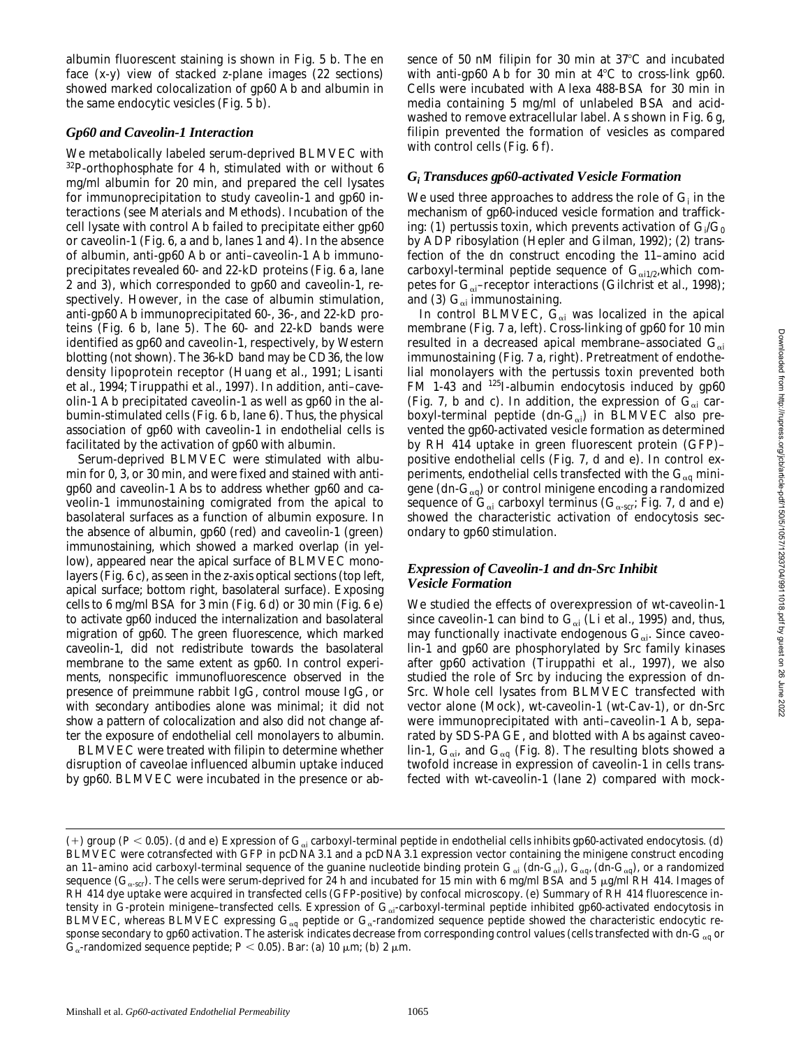albumin fluorescent staining is shown in Fig. 5 b. The en face (x-y) view of stacked z-plane images (22 sections) showed marked colocalization of gp60 Ab and albumin in the same endocytic vesicles (Fig. 5 b).

### *Gp60 and Caveolin-1 Interaction*

We metabolically labeled serum-deprived BLMVEC with $^{32}$P-orthophosphate for 4 h, stimulated with or without 6 mg/ml albumin for 20 min, and prepared the cell lysates for immunoprecipitation to study caveolin-1 and gp60 interactions (see Materials and Methods). Incubation of the cell lysate with control Ab failed to precipitate either gp60 or caveolin-1 (Fig. 6, a and b, lanes 1 and 4). In the absence of albumin, anti-gp60 Ab or anti–caveolin-1 Ab immunoprecipitates revealed 60- and 22-kD proteins (Fig. 6 a, lane 2 and 3), which corresponded to gp60 and caveolin-1, respectively. However, in the case of albumin stimulation, anti-gp60 Ab immunoprecipitated 60-, 36-, and 22-kD proteins (Fig. 6 b, lane 5). The 60- and 22-kD bands were identified as gp60 and caveolin-1, respectively, by Western blotting (not shown). The 36-kD band may be CD36, the low density lipoprotein receptor (Huang et al., 1991; Lisanti et al., 1994; Tiruppathi et al., 1997). In addition, anti–caveolin-1 Ab precipitated caveolin-1 as well as gp60 in the albumin-stimulated cells (Fig. 6 b, lane 6). Thus, the physical association of gp60 with caveolin-1 in endothelial cells is facilitated by the activation of gp60 with albumin.

Serum-deprived BLMVEC were stimulated with albumin for 0, 3, or 30 min, and were fixed and stained with anti-gp60 and caveolin-1 Abs to address whether gp60 and caveolin-1 immunostaining comigrated from the apical to basolateral surfaces as a function of albumin exposure. In the absence of albumin, gp60 (red) and caveolin-1 (green) immunostaining, which showed a marked overlap (in yellow), appeared near the apical surface of BLMVEC monolayers (Fig. 6 c), as seen in the z-axis optical sections (top left, apical surface; bottom right, basolateral surface). Exposing cells to 6 mg/ml BSA for 3 min (Fig. 6 d) or 30 min (Fig. 6 e) to activate gp60 induced the internalization and basolateral migration of gp60. The green fluorescence, which marked caveolin-1, did not redistribute towards the basolateral membrane to the same extent as gp60. In control experiments, nonspecific immunofluorescence observed in the presence of preimmune rabbit IgG, control mouse IgG, or with secondary antibodies alone was minimal; it did not show a pattern of colocalization and also did not change after the exposure of endothelial cell monolayers to albumin.

BLMVEC were treated with filipin to determine whether disruption of caveolae influenced albumin uptake induced by gp60. BLMVEC were incubated in the presence or absence of 50 nM filipin for 30 min at 37°C and incubated with anti-gp60 Ab for 30 min at 4°C to cross-link gp60. Cells were incubated with Alexa 488-BSA for 30 min in media containing 5 mg/ml of unlabeled BSA and acid-washed to remove extracellular label. As shown in Fig. 6 g, filipin prevented the formation of vesicles as compared with control cells (Fig. 6 f).

### *$G_i$ Transduces gp60-activated Vesicle Formation*

We used three approaches to address the role of $G_i$ in the mechanism of gp60-induced vesicle formation and trafficking: (1) pertussis toxin, which prevents activation of $G_i/G_0$ by ADP ribosylation (Hepler and Gilman, 1992); (2) transfection of the dn construct encoding the 11–amino acid carboxyl-terminal peptide sequence of $G_{\alpha i1/2}$, which competes for $G_{\alpha i}$–receptor interactions (Gilchrist et al., 1998); and (3) $G_{\alpha i}$ immunostaining.

In control BLMVEC, $G_{\alpha i}$ was localized in the apical membrane (Fig. 7 a, left). Cross-linking of gp60 for 10 min resulted in a decreased apical membrane–associated $G_{\alpha i}$ immunostaining (Fig. 7 a, right). Pretreatment of endothelial monolayers with the pertussis toxin prevented both FM 1-43 and $^{125}$I-albumin endocytosis induced by gp60 (Fig. 7, b and c). In addition, the expression of $G_{\alpha i}$ carboxyl-terminal peptide (dn-$G_{\alpha i}$) in BLMVEC also prevented the gp60-activated vesicle formation as determined by RH 414 uptake in green fluorescent protein (GFP)–positive endothelial cells (Fig. 7, d and e). In control experiments, endothelial cells transfected with the $G_{\alpha q}$ minigene (dn-$G_{\alpha q}$) or control minigene encoding a randomized sequence of $G_{\alpha i}$ carboxyl terminus ($G_{\alpha\text{-}scr}$; Fig. 7, d and e) showed the characteristic activation of endocytosis secondary to gp60 stimulation.

### *Expression of Caveolin-1 and dn-Src Inhibit Vesicle Formation*

We studied the effects of overexpression of wt-caveolin-1 since caveolin-1 can bind to $G_{\alpha i}$ (Li et al., 1995) and, thus, may functionally inactivate endogenous $G_{\alpha i}$. Since caveolin-1 and gp60 are phosphorylated by Src family kinases after gp60 activation (Tiruppathi et al., 1997), we also studied the role of Src by inducing the expression of dn-Src. Whole cell lysates from BLMVEC transfected with vector alone (Mock), wt-caveolin-1 (wt-Cav-1), or dn-Src were immunoprecipitated with anti–caveolin-1 Ab, separated by SDS-PAGE, and blotted with Abs against caveolin-1, $G_{\alpha i}$, and $G_{\alpha q}$ (Fig. 8). The resulting blots showed a twofold increase in expression of caveolin-1 in cells transfected with wt-caveolin-1 (lane 2) compared with mock-

(+) group ($P < 0.05$). (d and e) Expression of $G_{\alpha i}$ carboxyl-terminal peptide in endothelial cells inhibits gp60-activated endocytosis. (d) BLMVEC were cotransfected with GFP in pcDNA3.1 and a pcDNA3.1 expression vector containing the minigene construct encoding an 11–amino acid carboxyl-terminal sequence of the guanine nucleotide binding protein $G_{\alpha i}$ (dn-$G_{\alpha i}$), $G_{\alpha q}$, (dn-$G_{\alpha q}$), or a randomized sequence ($G_{\alpha\text{-}scr}$). The cells were serum-deprived for 24 h and incubated for 15 min with 6 mg/ml BSA and 5 μg/ml RH 414. Images of RH 414 dye uptake were acquired in transfected cells (GFP-positive) by confocal microscopy. (e) Summary of RH 414 fluorescence intensity in G-protein minigene–transfected cells. Expression of $G_{\alpha i}$-carboxyl-terminal peptide inhibited gp60-activated endocytosis in BLMVEC, whereas BLMVEC expressing $G_{\alpha q}$ peptide or $G_{\alpha}$-randomized sequence peptide showed the characteristic endocytic response secondary to gp60 activation. The asterisk indicates decrease from corresponding control values (cells transfected with dn-$G_{\alpha q}$ or $G_{\alpha}$-randomized sequence peptide; $P < 0.05$). Bar: (a) 10 μm; (b) 2 μm.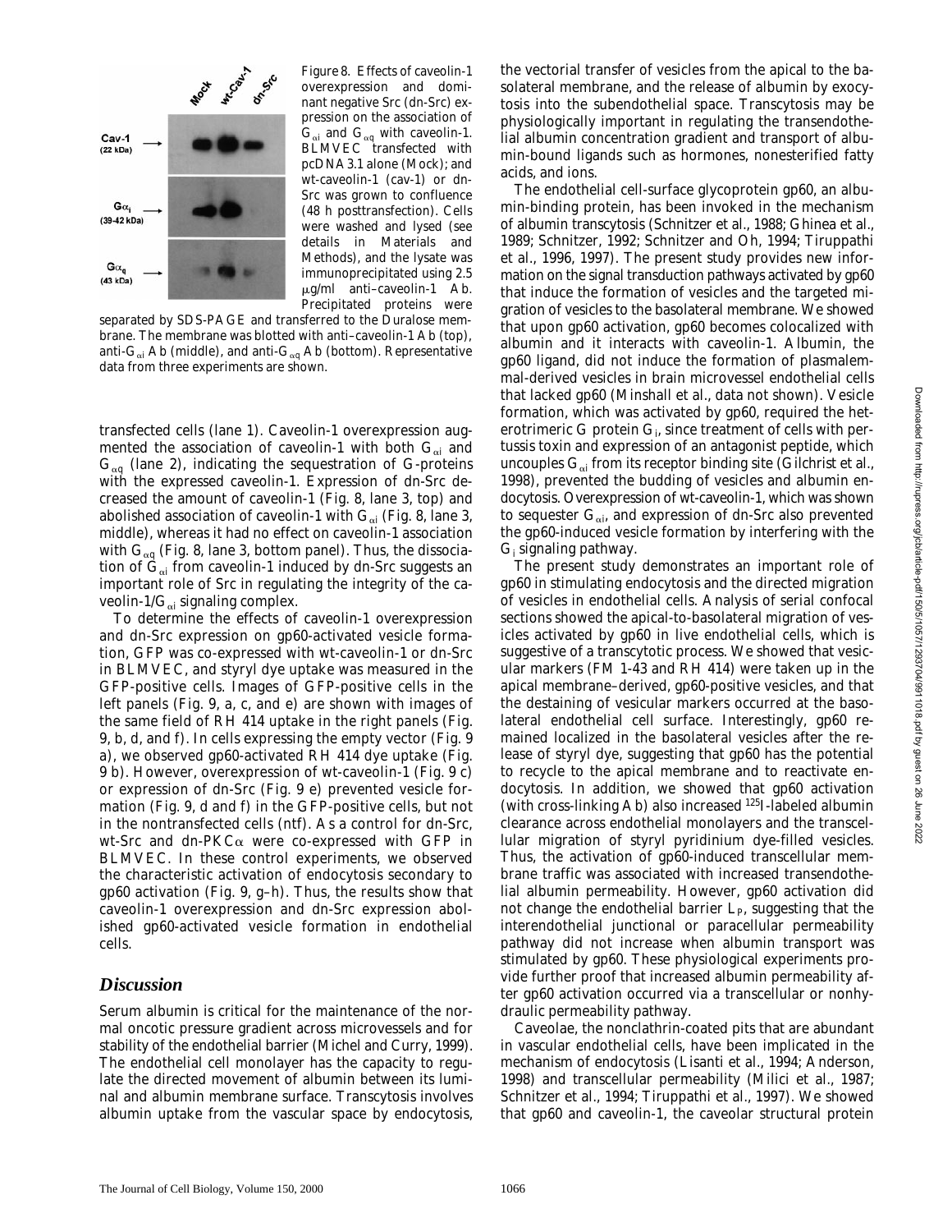Figure 8. Effects of caveolin-1 overexpression and dominant negative Src (dn-Src) expression on the association of $G_{\alpha i}$ and $G_{\alpha q}$ with caveolin-1. BLMVEC transfected with pcDNA3.1 alone (Mock); and wt-caveolin-1 (cav-1) or dn-Src was grown to confluence (48 h posttransfection). Cells were washed and lysed (see details in Materials and Methods), and the lysate was immunoprecipitated using 2.5 μg/ml anti–caveolin-1 Ab. Precipitated proteins were separated by SDS-PAGE and transferred to the Duralose membrane. The membrane was blotted with anti–caveolin-1 Ab (top), anti-$G_{\alpha i}$ Ab (middle), and anti-$G_{\alpha q}$ Ab (bottom). Representative data from three experiments are shown.

transfected cells (lane 1). Caveolin-1 overexpression augmented the association of caveolin-1 with both $G_{\alpha i}$ and $G_{\alpha q}$ (lane 2), indicating the sequestration of G-proteins with the expressed caveolin-1. Expression of dn-Src decreased the amount of caveolin-1 (Fig. 8, lane 3, top) and abolished association of caveolin-1 with $G_{\alpha i}$ (Fig. 8, lane 3, middle), whereas it had no effect on caveolin-1 association with $G_{\alpha q}$ (Fig. 8, lane 3, bottom panel). Thus, the dissociation of $G_{\alpha i}$ from caveolin-1 induced by dn-Src suggests an important role of Src in regulating the integrity of the caveolin-1/$G_{\alpha i}$ signaling complex.

To determine the effects of caveolin-1 overexpression and dn-Src expression on gp60-activated vesicle formation, GFP was co-expressed with wt-caveolin-1 or dn-Src in BLMVEC, and styryl dye uptake was measured in the GFP-positive cells. Images of GFP-positive cells in the left panels (Fig. 9, a, c, and e) are shown with images of the same field of RH 414 uptake in the right panels (Fig. 9, b, d, and f). In cells expressing the empty vector (Fig. 9 a), we observed gp60-activated RH 414 dye uptake (Fig. 9 b). However, overexpression of wt-caveolin-1 (Fig. 9 c) or expression of dn-Src (Fig. 9 e) prevented vesicle formation (Fig. 9, d and f) in the GFP-positive cells, but not in the nontransfected cells (ntf). As a control for dn-Src, wt-Src and dn-PKCα were co-expressed with GFP in BLMVEC. In these control experiments, we observed the characteristic activation of endocytosis secondary to gp60 activation (Fig. 9, g–h). Thus, the results show that caveolin-1 overexpression and dn-Src expression abolished gp60-activated vesicle formation in endothelial cells.

## Discussion

Serum albumin is critical for the maintenance of the normal oncotic pressure gradient across microvessels and for stability of the endothelial barrier (Michel and Curry, 1999). The endothelial cell monolayer has the capacity to regulate the directed movement of albumin between its luminal and albumin membrane surface. Transcytosis involves albumin uptake from the vascular space by endocytosis, the vectorial transfer of vesicles from the apical to the basolateral membrane, and the release of albumin by exocytosis into the subendothelial space. Transcytosis may be physiologically important in regulating the transendothelial albumin concentration gradient and transport of albumin-bound ligands such as hormones, nonesterified fatty acids, and ions.

The endothelial cell-surface glycoprotein gp60, an albumin-binding protein, has been invoked in the mechanism of albumin transcytosis (Schnitzer et al., 1988; Ghinea et al., 1989; Schnitzer, 1992; Schnitzer and Oh, 1994; Tiruppathi et al., 1996, 1997). The present study provides new information on the signal transduction pathways activated by gp60 that induce the formation of vesicles and the targeted migration of vesicles to the basolateral membrane. We showed that upon gp60 activation, gp60 becomes colocalized with albumin and it interacts with caveolin-1. Albumin, the gp60 ligand, did not induce the formation of plasmalemmal-derived vesicles in brain microvessel endothelial cells that lacked gp60 (Minshall et al., data not shown). Vesicle formation, which was activated by gp60, required the heterotrimeric G protein $G_i$, since treatment of cells with pertussis toxin and expression of an antagonist peptide, which uncouples $G_{\alpha i}$ from its receptor binding site (Gilchrist et al., 1998), prevented the budding of vesicles and albumin endocytosis. Overexpression of wt-caveolin-1, which was shown to sequester $G_{\alpha i}$, and expression of dn-Src also prevented the gp60-induced vesicle formation by interfering with the $G_i$ signaling pathway.

The present study demonstrates an important role of gp60 in stimulating endocytosis and the directed migration of vesicles in endothelial cells. Analysis of serial confocal sections showed the apical-to-basolateral migration of vesicles activated by gp60 in live endothelial cells, which is suggestive of a transcytotic process. We showed that vesicular markers (FM 1-43 and RH 414) were taken up in the apical membrane–derived, gp60-positive vesicles, and that the destaining of vesicular markers occurred at the basolateral endothelial cell surface. Interestingly, gp60 remained localized in the basolateral vesicles after the release of styryl dye, suggesting that gp60 has the potential to recycle to the apical membrane and to reactivate endocytosis. In addition, we showed that gp60 activation (with cross-linking Ab) also increased $^{125}$I-labeled albumin clearance across endothelial monolayers and the transcellular migration of styryl pyridinium dye-filled vesicles. Thus, the activation of gp60-induced transcellular membrane traffic was associated with increased transendothelial albumin permeability. However, gp60 activation did not change the endothelial barrier $L_P$, suggesting that the interendothelial junctional or paracellular permeability pathway did not increase when albumin transport was stimulated by gp60. These physiological experiments provide further proof that increased albumin permeability after gp60 activation occurred via a transcellular or nonhydraulic permeability pathway.

Caveolae, the nonclathrin-coated pits that are abundant in vascular endothelial cells, have been implicated in the mechanism of endocytosis (Lisanti et al., 1994; Anderson, 1998) and transcellular permeability (Milici et al., 1987; Schnitzer et al., 1994; Tiruppathi et al., 1997). We showed that gp60 and caveolin-1, the caveolar structural protein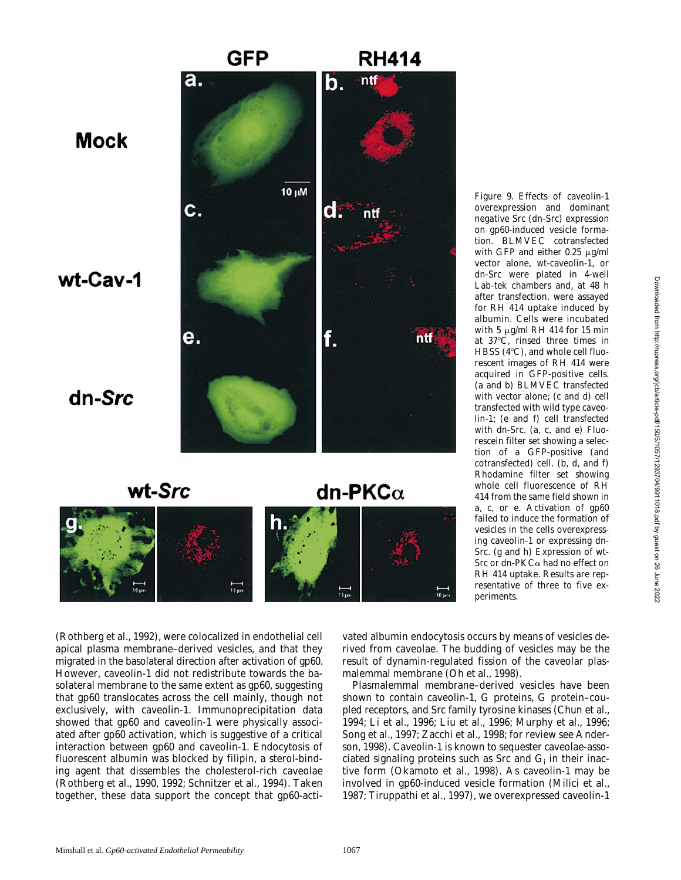Figure 9. Effects of caveolin-1 overexpression and dominant negative Src (dn-Src) expression on gp60-induced vesicle formation. BLMVEC cotransfected with GFP and either 0.25 μg/ml vector alone, wt-caveolin-1, or dn-Src were plated in 4-well Lab-tek chambers and, at 48 h after transfection, were assayed for RH 414 uptake induced by albumin. Cells were incubated with 5 μg/ml RH 414 for 15 min at 37°C, rinsed three times in HBSS (4°C), and whole cell fluorescent images of RH 414 were acquired in GFP-positive cells. (a and b) BLMVEC transfected with vector alone; (c and d) cell transfected with wild type caveolin-1; (e and f) cell transfected with dn-Src. (a, c, and e) Fluorescein filter set showing a selection of a GFP-positive (and cotransfected) cell. (b, d, and f) Rhodamine filter set showing whole cell fluorescence of RH 414 from the same field shown in a, c, or e. Activation of gp60 failed to induce the formation of vesicles in the cells overexpressing caveolin-1 or expressing dn-Src. (g and h) Expression of wt-Src or dn-PKCα had no effect on RH 414 uptake. Results are representative of three to five experiments.

(Rothberg et al., 1992), were colocalized in endothelial cell apical plasma membrane–derived vesicles, and that they migrated in the basolateral direction after activation of gp60. However, caveolin-1 did not redistribute towards the basolateral membrane to the same extent as gp60, suggesting that gp60 translocates across the cell mainly, though not exclusively, with caveolin-1. Immunoprecipitation data showed that gp60 and caveolin-1 were physically associated after gp60 activation, which is suggestive of a critical interaction between gp60 and caveolin-1. Endocytosis of fluorescent albumin was blocked by filipin, a sterol-binding agent that dissembles the cholesterol-rich caveolae (Rothberg et al., 1990, 1992; Schnitzer et al., 1994). Taken together, these data support the concept that gp60-activated albumin endocytosis occurs by means of vesicles derived from caveolae. The budding of vesicles may be the result of dynamin-regulated fission of the caveolar plasmalemmal membrane (Oh et al., 1998).

Plasmalemmal membrane–derived vesicles have been shown to contain caveolin-1, G proteins, G protein–coupled receptors, and Src family tyrosine kinases (Chun et al., 1994; Li et al., 1996; Liu et al., 1996; Murphy et al., 1996; Song et al., 1997; Zacchi et al., 1998; for review see Anderson, 1998). Caveolin-1 is known to sequester caveolae-associated signaling proteins such as Src and $G_i$ in their inactive form (Okamoto et al., 1998). As caveolin-1 may be involved in gp60-induced vesicle formation (Milici et al., 1987; Tiruppathi et al., 1997), we overexpressed caveolin-1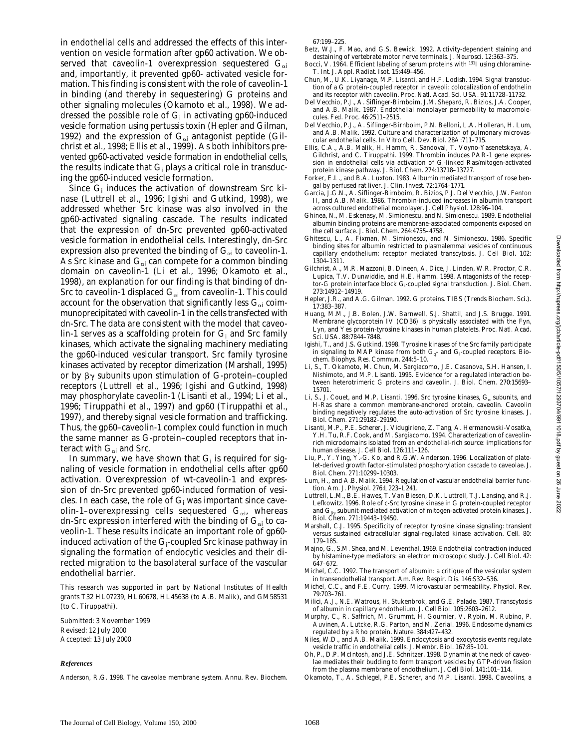in endothelial cells and addressed the effects of this intervention on vesicle formation after gp60 activation. We observed that caveolin-1 overexpression sequestered $G_{\alpha i}$ and, importantly, it prevented gp60- activated vesicle formation. This finding is consistent with the role of caveolin-1 in binding (and thereby in sequestering) G proteins and other signaling molecules (Okamoto et al., 1998). We addressed the possible role of $G_i$ in activating gp60-induced vesicle formation using pertussis toxin (Hepler and Gilman, 1992) and the expression of $G_{\alpha i}$ antagonist peptide (Gilchrist et al., 1998; Ellis et al., 1999). As both inhibitors prevented gp60-activated vesicle formation in endothelial cells, the results indicate that $G_i$ plays a critical role in transducing the gp60-induced vesicle formation.

Since $G_i$ induces the activation of downstream Src kinase (Luttrell et al., 1996; Igishi and Gutkind, 1998), we addressed whether Src kinase was also involved in the gp60-activated signaling cascade. The results indicated that the expression of dn-Src prevented gp60-activated vesicle formation in endothelial cells. Interestingly, dn-Src expression also prevented the binding of $G_{\alpha i}$ to caveolin-1. As Src kinase and $G_{\alpha i}$ can compete for a common binding domain on caveolin-1 (Li et al., 1996; Okamoto et al., 1998), an explanation for our finding is that binding of dn-Src to caveolin-1 displaced $G_{\alpha i}$ from caveolin-1. This could account for the observation that significantly less $G_{\alpha i}$ coimmunoprecipitated with caveolin-1 in the cells transfected with dn-Src. The data are consistent with the model that caveolin-1 serves as a scaffolding protein for $G_i$ and Src family kinases, which activate the signaling machinery mediating the gp60-induced vesicular transport. Src family tyrosine kinases activated by receptor dimerization (Marshall, 1995) or by $\beta\gamma$ subunits upon stimulation of G-protein–coupled receptors (Luttrell et al., 1996; Igishi and Gutkind, 1998) may phosphorylate caveolin-1 (Lisanti et al., 1994; Li et al., 1996; Tiruppathi et al., 1997) and gp60 (Tiruppathi et al., 1997), and thereby signal vesicle formation and trafficking. Thus, the gp60–caveolin-1 complex could function in much the same manner as G-protein–coupled receptors that interact with $G_{\alpha i}$ and Src.

In summary, we have shown that $G_i$ is required for signaling of vesicle formation in endothelial cells after gp60 activation. Overexpression of wt-caveolin-1 and expression of dn-Src prevented gp60-induced formation of vesicles. In each case, the role of $G_i$ was important since caveolin-1–overexpressing cells sequestered $G_{\alpha i}$, whereas dn-Src expression interfered with the binding of $G_{\alpha i}$ to caveolin-1. These results indicate an important role of gp60-induced activation of the $G_i$-coupled Src kinase pathway in signaling the formation of endocytic vesicles and their directed migration to the basolateral surface of the vascular endothelial barrier.

This research was supported in part by National Institutes of Health grants T32 HL07239, HL60678, HL45638 (to A.B. Malik), and GM58531 (to C. Tiruppathi).

Submitted: 3 November 1999
Revised: 12 July 2000
Accepted: 13 July 2000

### *References*

Anderson, R.G. 1998. The caveolae membrane system. *Annu. Rev. Biochem.* 67:199–225.

Betz, W.J., F. Mao, and G.S. Bewick. 1992. Activity-dependent staining and destaining of vertebrate motor nerve terminals. *J. Neurosci.* 12:363–375.

Bocci, V. 1964. Efficient labeling of serum proteins with $^{131}$I using chloramine-T. *Int. J. Appl. Radiat. Isot.* 15:449–456.

Chun, M., U.K. Liyanage, M.P. Lisanti, and H.F. Lodish. 1994. Signal transduction of a G protein-coupled receptor in caveoli: colocalization of endothelin and its receptor with caveolin. *Proc. Natl. Acad. Sci. USA.* 91:11728–11732.

Del Vecchio, P.J., A. Siflinger-Birnboim, J.M. Shepard, R. Bizios, J.A. Cooper, and A.B. Malik. 1987. Endothelial monolayer permeability to macromolecules. *Fed. Proc.* 46:2511–2515.

Del Vecchio, P.J., A. Siflinger-Birnboim, P.N. Belloni, L.A. Holleran, H. Lum, and A.B. Malik. 1992. Culture and characterization of pulmonary microvascular endothelial cells. *In Vitro Cell. Dev. Biol.* 28A:711–715.

Ellis, C.A., A.B. Malik, H. Hamm, R. Sandoval, T. Voyno-Yasenetskaya, A. Gilchrist, and C. Tiruppathi. 1999. Thrombin induces PAR-1 gene expression in endothelial cells via activation of $G_i$-linked Ras/mitogen-activated protein kinase pathway. *J. Biol. Chem.* 274:13718–13727.

Forker, E.L., and B.A. Luxton. 1983. Albumin mediated transport of rose bengal by perfused rat liver. *J. Clin. Invest.* 72:1764–1771.

Garcia, J.G.N., A. Siflinger-Birnboim, R. Bizios, P.J. Del Vecchio, J.W. Fenton II, and A.B. Malik. 1986. Thrombin-induced increases in albumin transport across cultured endothelial monolayer. *J. Cell Physiol.* 128:96–104.

Ghinea, N., M. Eskenasy, M. Simionescu, and N. Simionescu. 1989. Endothelial albumin binding proteins are membrane-associated components exposed on the cell surface. *J. Biol. Chem.* 264:4755–4758.

Ghitescu, L., A. Fixman, M. Simionescu, and N. Simionescu. 1986. Specific binding sites for albumin restricted to plasmalemmal vesicles of continuous capillary endothelium: receptor mediated transcytosis. *J. Cell Biol.* 102:1304–1311.

Gilchrist, A., M.R. Mazzoni, B. Dineen, A. Dice, J. Linden, W.R. Proctor, C.R. Lupica, T.V. Dunwiddie, and H.E. Hamm. 1998. Antagonists of the receptor-G protein interface block $G_i$-coupled signal transduction. *J. Biol. Chem.* 273:14912–14919.

Hepler, J.R., and A.G. Gilman. 1992. G proteins. *TIBS (Trends Biochem. Sci.).* 17:383–387.

Huang, M.M., J.B. Bolen, J.W. Barnwell, S.J. Shattil, and J.S. Brugge. 1991. Membrane glycoprotein IV (CD36) is physically associated with the Fyn, Lyn, and Yes protein-tyrosine kinases in human platelets. *Proc. Natl. Acad. Sci. USA.* 88:7844–7848.

Igishi, T., and J.S. Gutkind. 1998. Tyrosine kinases of the Src family participate in signaling to MAP kinase from both $G_q$- and $G_i$-coupled receptors. *Biochem. Biophys. Res. Commun.* 244:5–10.

Li, S., T. Okamoto, M. Chun, M. Sargiacomo, J.E. Casanova, S.H. Hansen, I. Nishimoto, and M.P. Lisanti. 1995. Evidence for a regulated interaction between heterotrimeric G proteins and caveolin. *J. Biol. Chem.* 270:15693–15701.

Li, S., J. Couet, and M.P. Lisanti. 1996. Src tyrosine kinases, $G_\alpha$ subunits, and H-Ras share a common membrane-anchored protein, caveolin. Caveolin binding negatively regulates the auto-activation of Src tyrosine kinases. *J. Biol. Chem.* 271:29182–29190.

Lisanti, M.P., P.E. Scherer, J. Vidugiriene, Z. Tang, A. Hermanowski-Vosatka, Y.H. Tu, R.F. Cook, and M. Sargiacomo. 1994. Characterization of caveolin-rich microdomains isolated from an endothelial-rich source: implications for human disease. *J. Cell Biol.* 126:111–126.

Liu, P., Y. Ying, Y.-G. Ko, and R.G.W. Anderson. 1996. Localization of platelet-derived growth factor-stimulated phosphorylation cascade to caveolae. *J. Biol. Chem.* 271:10299–10303.

Lum, H., and A.B. Malik. 1994. Regulation of vascular endothelial barrier function. *Am. J. Physiol.* 276:L223–L241.

Luttrell, L.M., B.E. Hawes, T. Van Biesen, D.K. Luttrell, T.J. Lansing, and R.J. Lefkowitz. 1996. Role of c-Src tyrosine kinase in G protein-coupled receptor and $G_{\beta\gamma}$ subunit-mediated activation of mitogen-activated protein kinases. *J. Biol. Chem.* 271:19443–19450.

Marshall, C.J. 1995. Specificity of receptor tyrosine kinase signaling: transient versus sustained extracellular signal-regulated kinase activation. *Cell.* 80:179–185.

Majno, G., S.M. Shea, and M. Leventhal. 1969. Endothelial contraction induced by histamine-type mediators: an electron microscopic study. *J. Cell Biol.* 42:647–672.

Michel, C.C. 1992. The transport of albumin: a critique of the vesicular system in transendothelial transport. *Am. Rev. Respir. Dis.* 146:S32–S36.

Michel, C.C., and F.E. Curry. 1999. Microvascular permeability. *Physiol. Rev.* 79:703–761.

Milici, A.J., N.E. Watrous, H. Stukenbrok, and G.E. Palade. 1987. Transcytosis of albumin in capillary endothelium. *J. Cell Biol.* 105:2603–2612.

Murphy, C., R. Saffrich, M. Grummt, H. Gournier, V. Rybin, M. Rubino, P. Auvinen, A. Lutcke, R.G. Parton, and M. Zerial. 1996. Endosome dynamics regulated by a Rho protein. *Nature.* 384:427–432.

Niles, W.D., and A.B. Malik. 1999. Endocytosis and exocytosis events regulate vesicle traffic in endothelial cells. *J. Membr. Biol.* 167:85–101.

Oh, P., D.P. McIntosh, and J.E. Schnitzer. 1998. Dynamin at the neck of caveolae mediates their budding to form transport vesicles by GTP-driven fission from the plasma membrane of endothelium. *J. Cell Biol.* 141:101–114.

Okamoto, T., A. Schlegel, P.E. Scherer, and M.P. Lisanti. 1998. Caveolins, a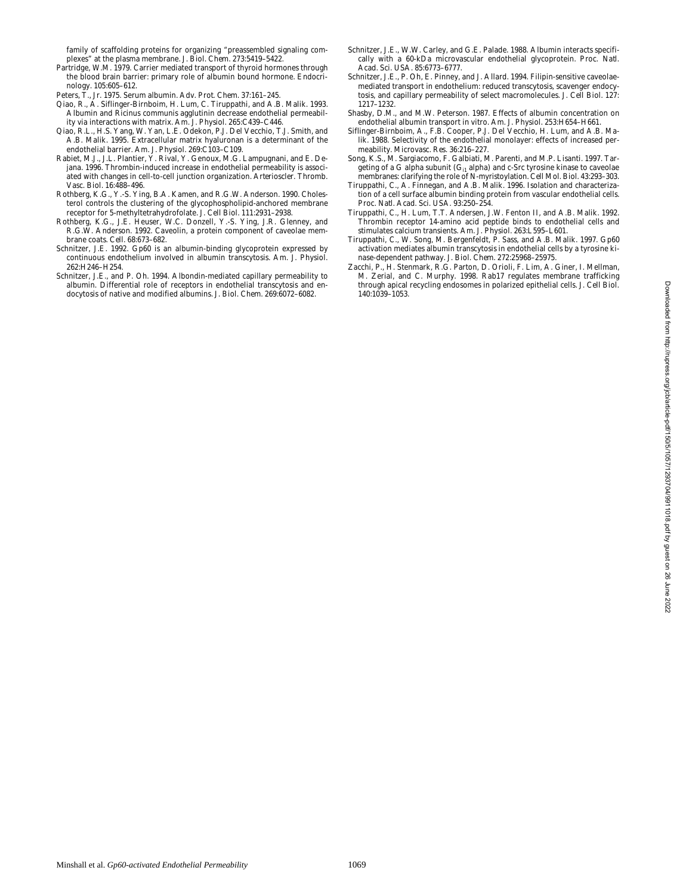family of scaffolding proteins for organizing "preassembled signaling complexes" at the plasma membrane. J. Biol. Chem. 273:5419–5422.

Partridge, W.M. 1979. Carrier mediated transport of thyroid hormones through the blood brain barrier: primary role of albumin bound hormone. Endocrinology. 105:605–612.

Peters, T., Jr. 1975. Serum albumin. Adv. Prot. Chem. 37:161–245.

Qiao, R., A. Siflinger-Birnboim, H. Lum, C. Tiruppathi, and A.B. Malik. 1993. Albumin and Ricinus communis agglutinin decrease endothelial permeability via interactions with matrix. Am. J. Physiol. 265:C439–C446.

Qiao, R.L., H.S. Yang, W. Yan, L.E. Odekon, P.J. Del Vecchio, T.J. Smith, and A.B. Malik. 1995. Extracellular matrix hyaluronan is a determinant of the endothelial barrier. Am. J. Physiol. 269:C103–C109.

Rabiet, M.J., J.L. Plantier, Y. Rival, Y. Genoux, M.G. Lampugnani, and E. Dejana. 1996. Thrombin-induced increase in endothelial permeability is associated with changes in cell-to-cell junction organization. Arterioscler. Thromb. Vasc. Biol. 16:488–496.

Rothberg, K.G., Y.-S. Ying, B.A. Kamen, and R.G.W. Anderson. 1990. Cholesterol controls the clustering of the glycophospholipid-anchored membrane receptor for 5-methyltetrahydrofolate. J. Cell Biol. 111:2931–2938.

Rothberg, K.G., J.E. Heuser, W.C. Donzell, Y.-S. Ying, J.R. Glenney, and R.G.W. Anderson. 1992. Caveolin, a protein component of caveolae membrane coats. Cell. 68:673–682.

Schnitzer, J.E. 1992. Gp60 is an albumin-binding glycoprotein expressed by continuous endothelium involved in albumin transcytosis. Am. J. Physiol. 262:H246–H254.

Schnitzer, J.E., and P. Oh. 1994. Albondin-mediated capillary permeability to albumin. Differential role of receptors in endothelial transcytosis and endocytosis of native and modified albumins. J. Biol. Chem. 269:6072–6082.

Schnitzer, J.E., W.W. Carley, and G.E. Palade. 1988. Albumin interacts specifically with a 60-kDa microvascular endothelial glycoprotein. Proc. Natl. Acad. Sci. USA. 85:6773–6777.

Schnitzer, J.E., P. Oh, E. Pinney, and J. Allard. 1994. Filipin-sensitive caveolae-mediated transport in endothelium: reduced transcytosis, scavenger endocytosis, and capillary permeability of select macromolecules. J. Cell Biol. 127: 1217–1232.

Shasby, D.M., and M.W. Peterson. 1987. Effects of albumin concentration on endothelial albumin transport in vitro. Am. J. Physiol. 253:H654–H661.

Siflinger-Birnboim, A., F.B. Cooper, P.J. Del Vecchio, H. Lum, and A.B. Malik. 1988. Selectivity of the endothelial monolayer: effects of increased permeability. Microvasc. Res. 36:216–227.

Song, K.S., M. Sargiacomo, F. Galbiati, M. Parenti, and M.P. Lisanti. 1997. Targeting of a G alpha subunit ($G_{i1}$ alpha) and c-Src tyrosine kinase to caveolae membranes: clarifying the role of N-myristoylation. Cell Mol. Biol. 43:293–303.

Tiruppathi, C., A. Finnegan, and A.B. Malik. 1996. Isolation and characterization of a cell surface albumin binding protein from vascular endothelial cells. Proc. Natl. Acad. Sci. USA. 93:250–254.

Tiruppathi, C., H. Lum, T.T. Andersen, J.W. Fenton II, and A.B. Malik. 1992. Thrombin receptor 14-amino acid peptide binds to endothelial cells and stimulates calcium transients. Am. J. Physiol. 263:L595–L601.

Tiruppathi, C., W. Song, M. Bergenfeldt, P. Sass, and A.B. Malik. 1997. Gp60 activation mediates albumin transcytosis in endothelial cells by a tyrosine kinase-dependent pathway. J. Biol. Chem. 272:25968–25975.

Zacchi, P., H. Stenmark, R.G. Parton, D. Orioli, F. Lim, A. Giner, I. Mellman, M. Zerial, and C. Murphy. 1998. Rab17 regulates membrane trafficking through apical recycling endosomes in polarized epithelial cells. J. Cell Biol. 140:1039–1053.